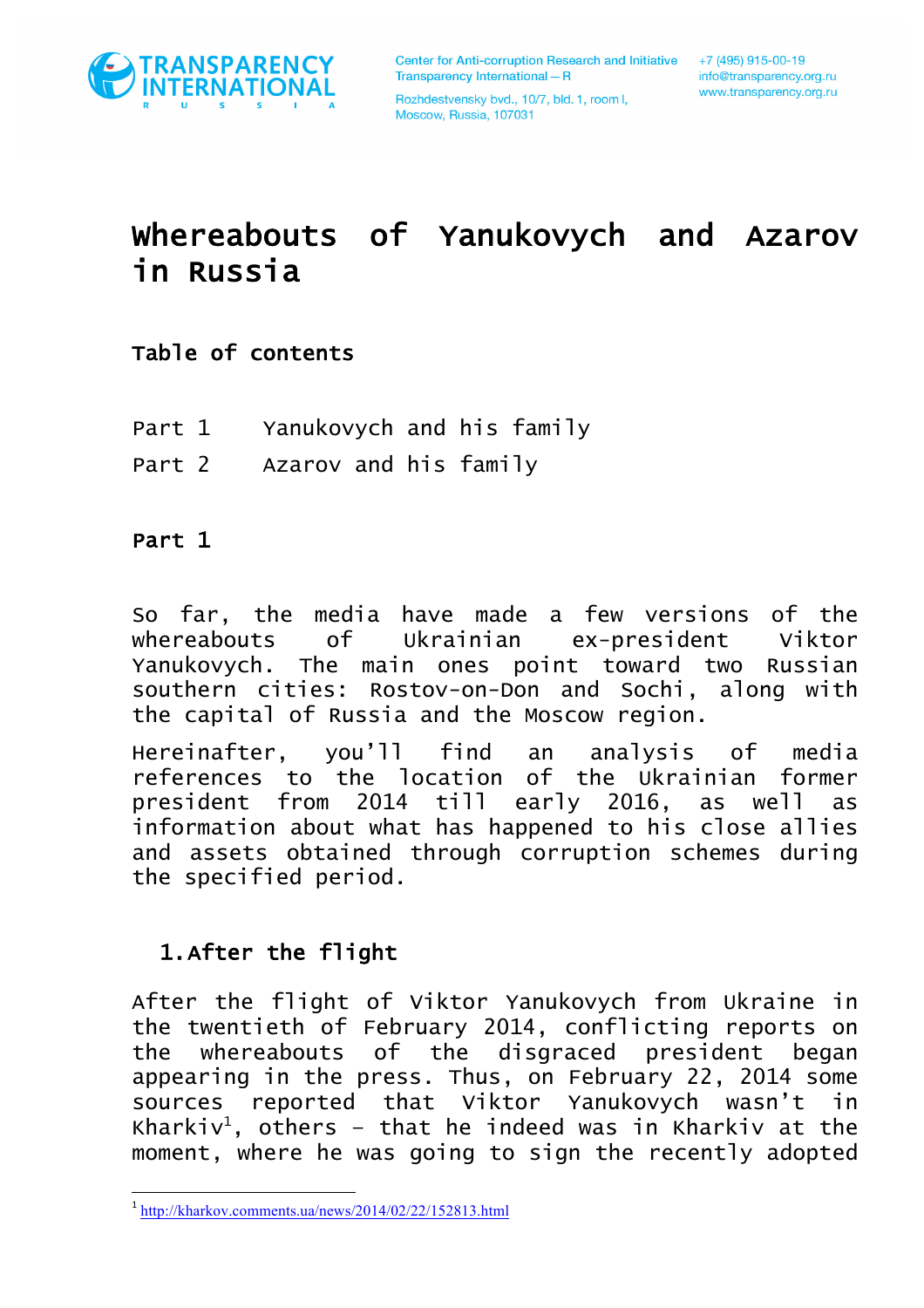# Whereabouts of Yanukovych and Azarov in Russia

**Table of contents**

Part 1 Yanukovych and his family

Part 2 Azarov and his family

**Part 1**

So far, the media have made a few versions of the whereabouts of Ukrainian ex-president Viktor Yanukovych. The main ones point toward two Russian southern cities: Rostov-on-Don and Sochi, along with the capital of Russia and the Moscow region.

Hereinafter, you'll find an analysis of media references to the location of the Ukrainian former president from 2014 till early 2016, as well as information about what has happened to his close allies and assets obtained through corruption schemes during the specified period.

## 1. After the flight

After the flight of Viktor Yanukovych from Ukraine in the twentieth of February 2014, conflicting reports on the whereabouts of the disgraced president began appearing in the press. Thus, on February 22, 2014 some sources reported that Viktor Yanukovych wasn't in Kharkiv[1], others – that he indeed was in Kharkiv at the moment, where he was going to sign the recently adopted

[1] http://kharkov.comments.ua/news/2014/02/22/152813.html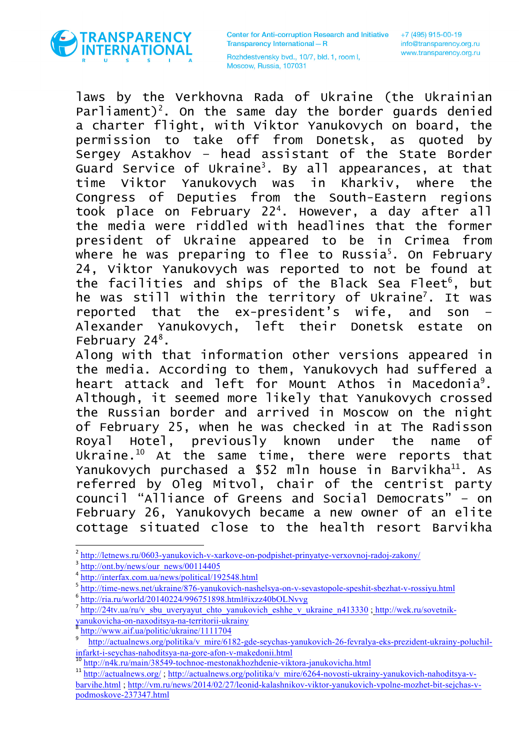laws by the Verkhovna Rada of Ukraine (the Ukrainian Parliament)[2]. On the same day the border guards denied a charter flight, with Viktor Yanukovych on board, the permission to take off from Donetsk, as quoted by Sergey Astakhov – head assistant of the State Border Guard Service of Ukraine[3]. By all appearances, at that time Viktor Yanukovych was in Kharkiv, where the Congress of Deputies from the South-Eastern regions took place on February 22[4]. However, a day after all the media were riddled with headlines that the former president of Ukraine appeared to be in Crimea from where he was preparing to flee to Russia[5]. On February 24, Viktor Yanukovych was reported to not be found at the facilities and ships of the Black Sea Fleet[6], but he was still within the territory of Ukraine[7]. It was reported that the ex-president's wife, and son – Alexander Yanukovych, left their Donetsk estate on February 24[8].

Along with that information other versions appeared in the media. According to them, Yanukovych had suffered a heart attack and left for Mount Athos in Macedonia[9]. Although, it seemed more likely that Yanukovych crossed the Russian border and arrived in Moscow on the night of February 25, when he was checked in at The Radisson Royal Hotel, previously known under the name of Ukraine.[10] At the same time, there were reports that Yanukovych purchased a $52 mln house in Barvikha[11]. As referred by Oleg Mitvol, chair of the centrist party council "Alliance of Greens and Social Democrats" – on February 26, Yanukovych became a new owner of an elite cottage situated close to the health resort Barvikha

---

[2] http://letnews.ru/0603-yanukovich-v-xarkove-on-podpishet-prinyatye-verxovnoj-radoj-zakony/

[3] http://ont.by/news/our_news/00114405

[4] http://interfax.com.ua/news/political/192548.html

[5] http://time-news.net/ukraine/876-yanukovich-nashelsya-on-v-sevastopole-speshit-sbezhat-v-rossiyu.html

[6] http://ria.ru/world/20140224/996751898.html#ixzz40bOLNvvg

[7] http://24tv.ua/ru/v_sbu_uveryayut_chto_yanukovich_eshhe_v_ukraine_n413330 ; http://wek.ru/sovetnik-yanukovicha-on-naxoditsya-na-territorii-ukrainy

[8] http://www.aif.ua/politic/ukraine/1111704

[9] http://actualnews.org/politika/v_mire/6182-gde-seychas-yanukovich-26-fevralya-eks-prezident-ukrainy-poluchil-infarkt-i-seychas-nahoditsya-na-gore-afon-v-makedonii.html

[10] http://n4k.ru/main/38549-tochnoe-mestonakhozhdenie-viktora-janukovicha.html

[11] http://actualnews.org/ ; http://actualnews.org/politika/v_mire/6264-novosti-ukrainy-yanukovich-nahoditsya-v-barvihe.html ; http://vm.ru/news/2014/02/27/leonid-kalashnikov-viktor-yanukovich-vpolne-mozhet-bit-sejchas-v-podmoskove-237347.html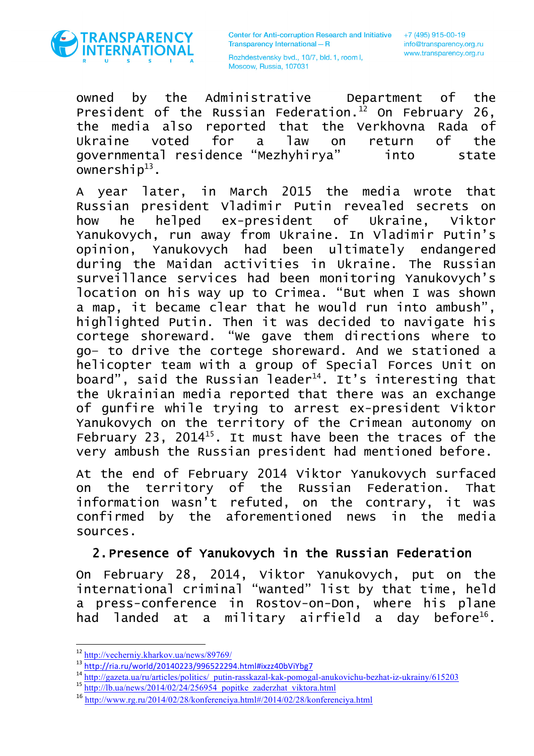owned by the Administrative Department of the President of the Russian Federation.[12] On February 26, the media also reported that the Verkhovna Rada of Ukraine voted for a law on return of the governmental residence "Mezhyhirya" into state ownership[13].

A year later, in March 2015 the media wrote that Russian president Vladimir Putin revealed secrets on how he helped ex-president of Ukraine, Viktor Yanukovych, run away from Ukraine. In Vladimir Putin's opinion, Yanukovych had been ultimately endangered during the Maidan activities in Ukraine. The Russian surveillance services had been monitoring Yanukovych's location on his way up to Crimea. "But when I was shown a map, it became clear that he would run into ambush", highlighted Putin. Then it was decided to navigate his cortege shoreward. "We gave them directions where to go– to drive the cortege shoreward. And we stationed a helicopter team with a group of Special Forces Unit on board", said the Russian leader[14]. It's interesting that the Ukrainian media reported that there was an exchange of gunfire while trying to arrest ex-president Viktor Yanukovych on the territory of the Crimean autonomy on February 23, 2014[15]. It must have been the traces of the very ambush the Russian president had mentioned before.

At the end of February 2014 Viktor Yanukovych surfaced on the territory of the Russian Federation. That information wasn't refuted, on the contrary, it was confirmed by the aforementioned news in the media sources.

## 2. Presence of Yanukovych in the Russian Federation

On February 28, 2014, Viktor Yanukovych, put on the international criminal "wanted" list by that time, held a press-conference in Rostov-on-Don, where his plane had landed at a military airfield a day before[16].

---

[12] http://vecherniy.kharkov.ua/news/89769/

[13] http://ria.ru/world/20140223/996522294.html#ixzz40bViYbg7

[14] http://gazeta.ua/ru/articles/politics/_putin-rasskazal-kak-pomogal-anukovichu-bezhat-iz-ukrainy/615203

[15] http://lb.ua/news/2014/02/24/256954_popitke_zaderzhat_viktora.html

[16] http://www.rg.ru/2014/02/28/konferenciya.html#/2014/02/28/konferenciya.html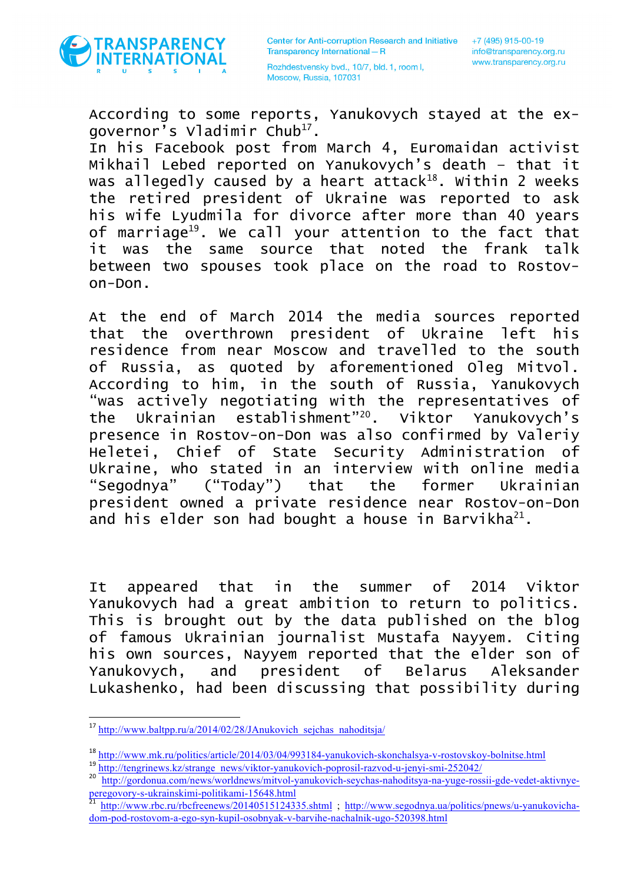According to some reports, Yanukovych stayed at the ex-governor's Vladimir Chub[17].

In his Facebook post from March 4, Euromaidan activist Mikhail Lebed reported on Yanukovych's death – that it was allegedly caused by a heart attack[18]. Within 2 weeks the retired president of Ukraine was reported to ask his wife Lyudmila for divorce after more than 40 years of marriage[19]. We call your attention to the fact that it was the same source that noted the frank talk between two spouses took place on the road to Rostov-on-Don.

At the end of March 2014 the media sources reported that the overthrown president of Ukraine left his residence from near Moscow and travelled to the south of Russia, as quoted by aforementioned Oleg Mitvol. According to him, in the south of Russia, Yanukovych "was actively negotiating with the representatives of the Ukrainian establishment"[20]. Viktor Yanukovych's presence in Rostov-on-Don was also confirmed by Valeriy Heletei, Chief of State Security Administration of Ukraine, who stated in an interview with online media "Segodnya" ("Today") that the former Ukrainian president owned a private residence near Rostov-on-Don and his elder son had bought a house in Barvikha[21].

It appeared that in the summer of 2014 Viktor Yanukovych had a great ambition to return to politics. This is brought out by the data published on the blog of famous Ukrainian journalist Mustafa Nayyem. Citing his own sources, Nayyem reported that the elder son of Yanukovych, and president of Belarus Aleksander Lukashenko, had been discussing that possibility during

---

[17] http://www.baltpp.ru/a/2014/02/28/JAnukovich_sejchas_nahoditsja/

[18] http://www.mk.ru/politics/article/2014/03/04/993184-yanukovich-skonchalsya-v-rostovskoy-bolnitse.html

[19] http://tengrinews.kz/strange_news/viktor-yanukovich-poprosil-razvod-u-jenyi-smi-252042/

[20] http://gordonua.com/news/worldnews/mitvol-yanukovich-seychas-nahoditsya-na-yuge-rossii-gde-vedet-aktivnye-peregovory-s-ukrainskimi-politikami-15648.html

[21] http://www.rbc.ru/rbcfreenews/20140515124335.shtml ; http://www.segodnya.ua/politics/pnews/u-yanukovicha-dom-pod-rostovom-a-ego-syn-kupil-osobnyak-v-barvihe-nachalnik-ugo-520398.html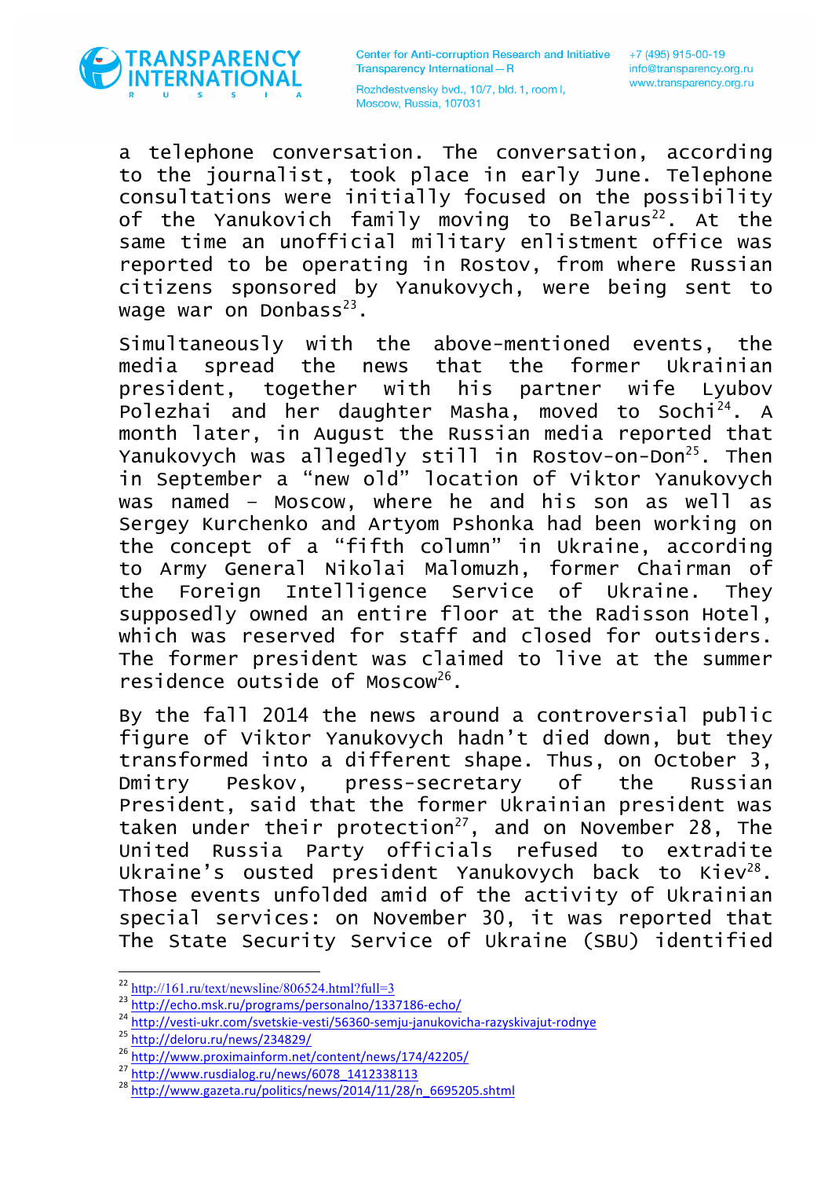a telephone conversation. The conversation, according to the journalist, took place in early June. Telephone consultations were initially focused on the possibility of the Yanukovich family moving to Belarus[22]. At the same time an unofficial military enlistment office was reported to be operating in Rostov, from where Russian citizens sponsored by Yanukovych, were being sent to wage war on Donbass[23].

Simultaneously with the above-mentioned events, the media spread the news that the former Ukrainian president, together with his partner wife Lyubov Polezhai and her daughter Masha, moved to Sochi[24]. A month later, in August the Russian media reported that Yanukovych was allegedly still in Rostov-on-Don[25]. Then in September a "new old" location of Viktor Yanukovych was named – Moscow, where he and his son as well as Sergey Kurchenko and Artyom Pshonka had been working on the concept of a "fifth column" in Ukraine, according to Army General Nikolai Malomuzh, former Chairman of the Foreign Intelligence Service of Ukraine. They supposedly owned an entire floor at the Radisson Hotel, which was reserved for staff and closed for outsiders. The former president was claimed to live at the summer residence outside of Moscow[26].

By the fall 2014 the news around a controversial public figure of Viktor Yanukovych hadn't died down, but they transformed into a different shape. Thus, on October 3, Dmitry Peskov, press-secretary of the Russian President, said that the former Ukrainian president was taken under their protection[27], and on November 28, The United Russia Party officials refused to extradite Ukraine's ousted president Yanukovych back to Kiev[28]. Those events unfolded amid of the activity of Ukrainian special services: on November 30, it was reported that The State Security Service of Ukraine (SBU) identified

---

[22] http://161.ru/text/newsline/806524.html?full=3
[23] http://echo.msk.ru/programs/personalno/1337186-echo/
[24] http://vesti-ukr.com/svetskie-vesti/56360-semju-janukovicha-razyskivajut-rodnye
[25] http://deloru.ru/news/234829/
[26] http://www.proximainform.net/content/news/174/42205/
[27] http://www.rusdialog.ru/news/6078_1412338113
[28] http://www.gazeta.ru/politics/news/2014/11/28/n_6695205.shtml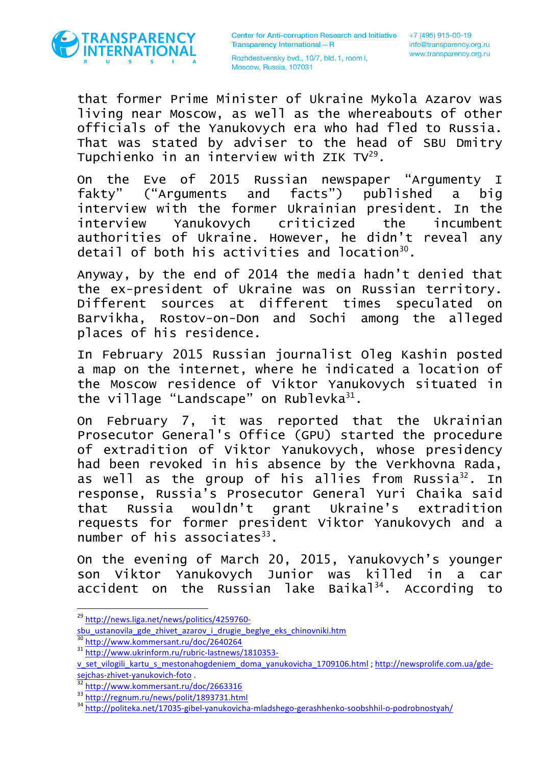that former Prime Minister of Ukraine Mykola Azarov was living near Moscow, as well as the whereabouts of other officials of the Yanukovych era who had fled to Russia. That was stated by adviser to the head of SBU Dmitry Tupchienko in an interview with ZIK TV[29].

On the Eve of 2015 Russian newspaper “Argumenty I fakty” (“Arguments and facts”) published a big interview with the former Ukrainian president. In the interview Yanukovych criticized the incumbent authorities of Ukraine. However, he didn’t reveal any detail of both his activities and location[30].

Anyway, by the end of 2014 the media hadn’t denied that the ex-president of Ukraine was on Russian territory. Different sources at different times speculated on Barvikha, Rostov-on-Don and Sochi among the alleged places of his residence.

In February 2015 Russian journalist Oleg Kashin posted a map on the internet, where he indicated a location of the Moscow residence of Viktor Yanukovych situated in the village “Landscape” on Rublevka[31].

On February 7, it was reported that the Ukrainian Prosecutor General's Office (GPU) started the procedure of extradition of Viktor Yanukovych, whose presidency had been revoked in his absence by the Verkhovna Rada, as well as the group of his allies from Russia[32]. In response, Russia’s Prosecutor General Yuri Chaika said that Russia wouldn’t grant Ukraine’s extradition requests for former president Viktor Yanukovych and a number of his associates[33].

On the evening of March 20, 2015, Yanukovych’s younger son Viktor Yanukovych Junior was killed in a car accident on the Russian lake Baikal[34]. According to

---

[29] http://news.liga.net/news/politics/4259760-sbu_ustanovila_gde_zhivet_azarov_i_drugie_beglye_eks_chinovniki.htm

[30] http://www.kommersant.ru/doc/2640264

[31] http://www.ukrinform.ru/rubric-lastnews/1810353-v_set_vilogili_kartu_s_mestonahogdeniem_doma_yanukovicha_1709106.html ; http://newsprolife.com.ua/gde-sejchas-zhivet-yanukovich-foto .

[32] http://www.kommersant.ru/doc/2663316

[33] http://regnum.ru/news/polit/1893731.html

[34] http://politeka.net/17035-gibel-yanukovicha-mladshego-gerashhenko-soobshhil-o-podrobnostyah/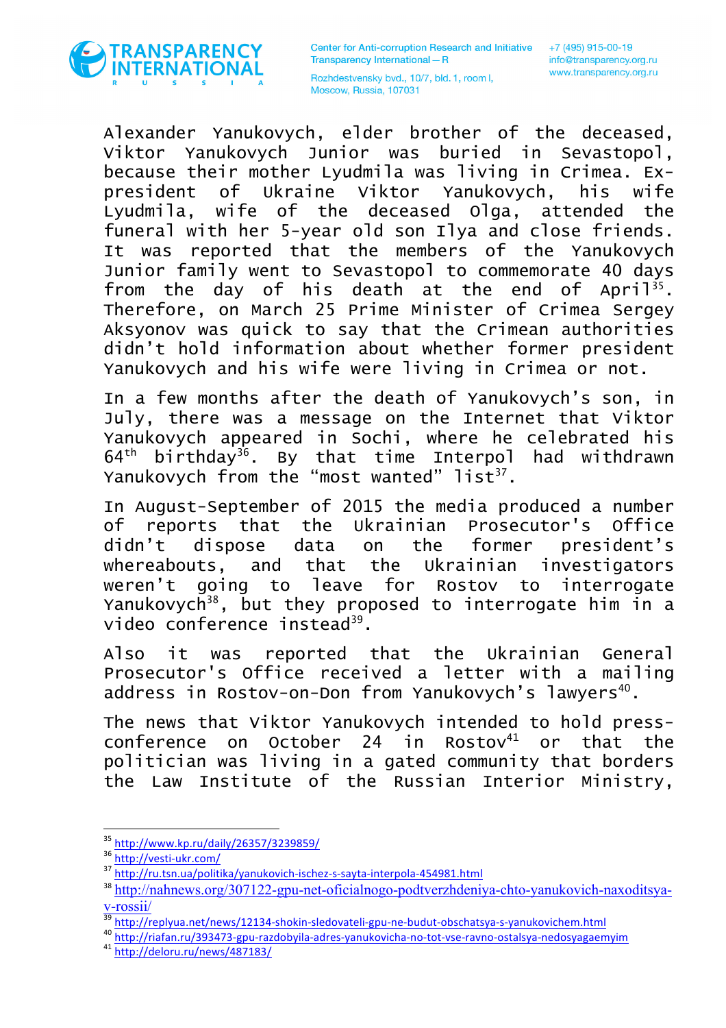Alexander Yanukovych, elder brother of the deceased, Viktor Yanukovych Junior was buried in Sevastopol, because their mother Lyudmila was living in Crimea. Ex-president of Ukraine Viktor Yanukovych, his wife Lyudmila, wife of the deceased Olga, attended the funeral with her 5-year old son Ilya and close friends. It was reported that the members of the Yanukovych Junior family went to Sevastopol to commemorate 40 days from the day of his death at the end of April[35]. Therefore, on March 25 Prime Minister of Crimea Sergey Aksyonov was quick to say that the Crimean authorities didn't hold information about whether former president Yanukovych and his wife were living in Crimea or not.

In a few months after the death of Yanukovych's son, in July, there was a message on the Internet that Viktor Yanukovych appeared in Sochi, where he celebrated his 64th birthday[36]. By that time Interpol had withdrawn Yanukovych from the "most wanted" list[37].

In August-September of 2015 the media produced a number of reports that the Ukrainian Prosecutor's Office didn't dispose data on the former president's whereabouts, and that the Ukrainian investigators weren't going to leave for Rostov to interrogate Yanukovych[38], but they proposed to interrogate him in a video conference instead[39].

Also it was reported that the Ukrainian General Prosecutor's Office received a letter with a mailing address in Rostov-on-Don from Yanukovych's lawyers[40].

The news that Viktor Yanukovych intended to hold press-conference on October 24 in Rostov[41] or that the politician was living in a gated community that borders the Law Institute of the Russian Interior Ministry,

---

[35] http://www.kp.ru/daily/26357/3239859/

[36] http://vesti-ukr.com/

[37] http://ru.tsn.ua/politika/yanukovich-ischez-s-sayta-interpola-454981.html

[38] http://nahnews.org/307122-gpu-net-oficialnogo-podtverzhdeniya-chto-yanukovich-naxoditsya-v-rossii/

[39] http://replyua.net/news/12134-shokin-sledovateli-gpu-ne-budut-obschatsya-s-yanukovichem.html

[40] http://riafan.ru/393473-gpu-razdobyila-adres-yanukovicha-no-tot-vse-ravno-ostalsya-nedosyagaemyim

[41] http://deloru.ru/news/487183/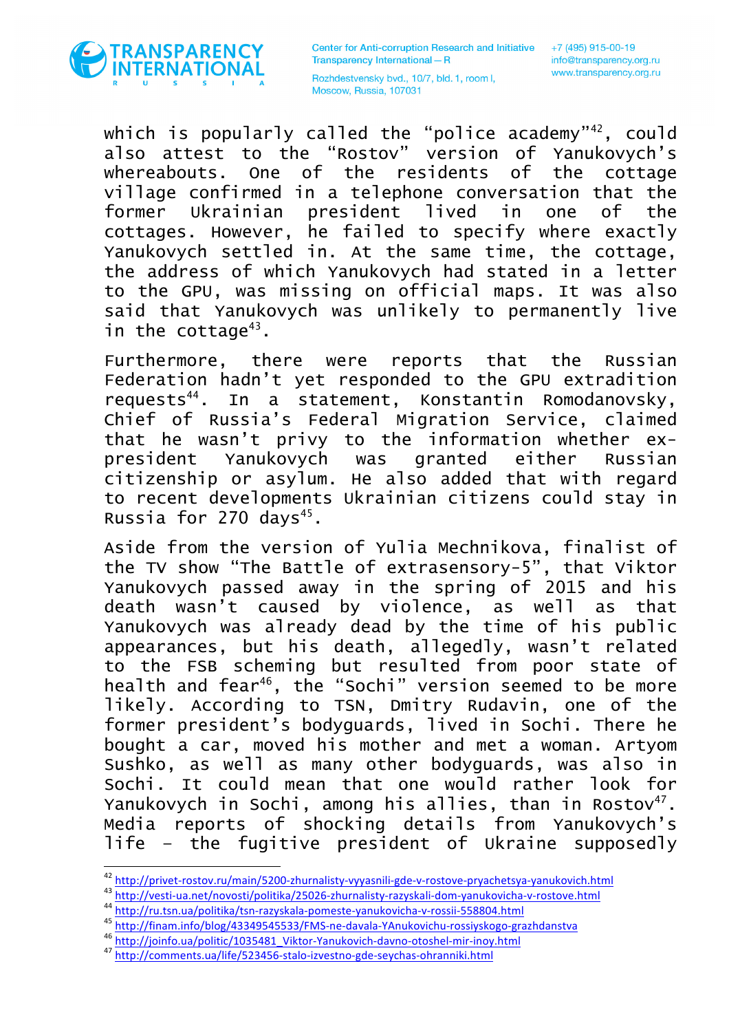which is popularly called the "police academy"[42], could also attest to the "Rostov" version of Yanukovych's whereabouts. One of the residents of the cottage village confirmed in a telephone conversation that the former Ukrainian president lived in one of the cottages. However, he failed to specify where exactly Yanukovych settled in. At the same time, the cottage, the address of which Yanukovych had stated in a letter to the GPU, was missing on official maps. It was also said that Yanukovych was unlikely to permanently live in the cottage[43].

Furthermore, there were reports that the Russian Federation hadn't yet responded to the GPU extradition requests[44]. In a statement, Konstantin Romodanovsky, Chief of Russia's Federal Migration Service, claimed that he wasn't privy to the information whether ex-president Yanukovych was granted either Russian citizenship or asylum. He also added that with regard to recent developments Ukrainian citizens could stay in Russia for 270 days[45].

Aside from the version of Yulia Mechnikova, finalist of the TV show "The Battle of extrasensory-5", that Viktor Yanukovych passed away in the spring of 2015 and his death wasn't caused by violence, as well as that Yanukovych was already dead by the time of his public appearances, but his death, allegedly, wasn't related to the FSB scheming but resulted from poor state of health and fear[46], the "Sochi" version seemed to be more likely. According to TSN, Dmitry Rudavin, one of the former president's bodyguards, lived in Sochi. There he bought a car, moved his mother and met a woman. Artyom Sushko, as well as many other bodyguards, was also in Sochi. It could mean that one would rather look for Yanukovych in Sochi, among his allies, than in Rostov[47]. Media reports of shocking details from Yanukovych's life – the fugitive president of Ukraine supposedly

---

[42] http://privet-rostov.ru/main/5200-zhurnalisty-vyyasnili-gde-v-rostove-pryachetsya-yanukovich.html
[43] http://vesti-ua.net/novosti/politika/25026-zhurnalisty-razyskali-dom-yanukovicha-v-rostove.html
[44] http://ru.tsn.ua/politika/tsn-razyskala-pomeste-yanukovicha-v-rossii-558804.html
[45] http://finam.info/blog/43349545533/FMS-ne-davala-YAnukovichu-rossiyskogo-grazhdanstva
[46] http://joinfo.ua/politic/1035481_Viktor-Yanukovich-davno-otoshel-mir-inoy.html
[47] http://comments.ua/life/523456-stalo-izvestno-gde-seychas-ohranniki.html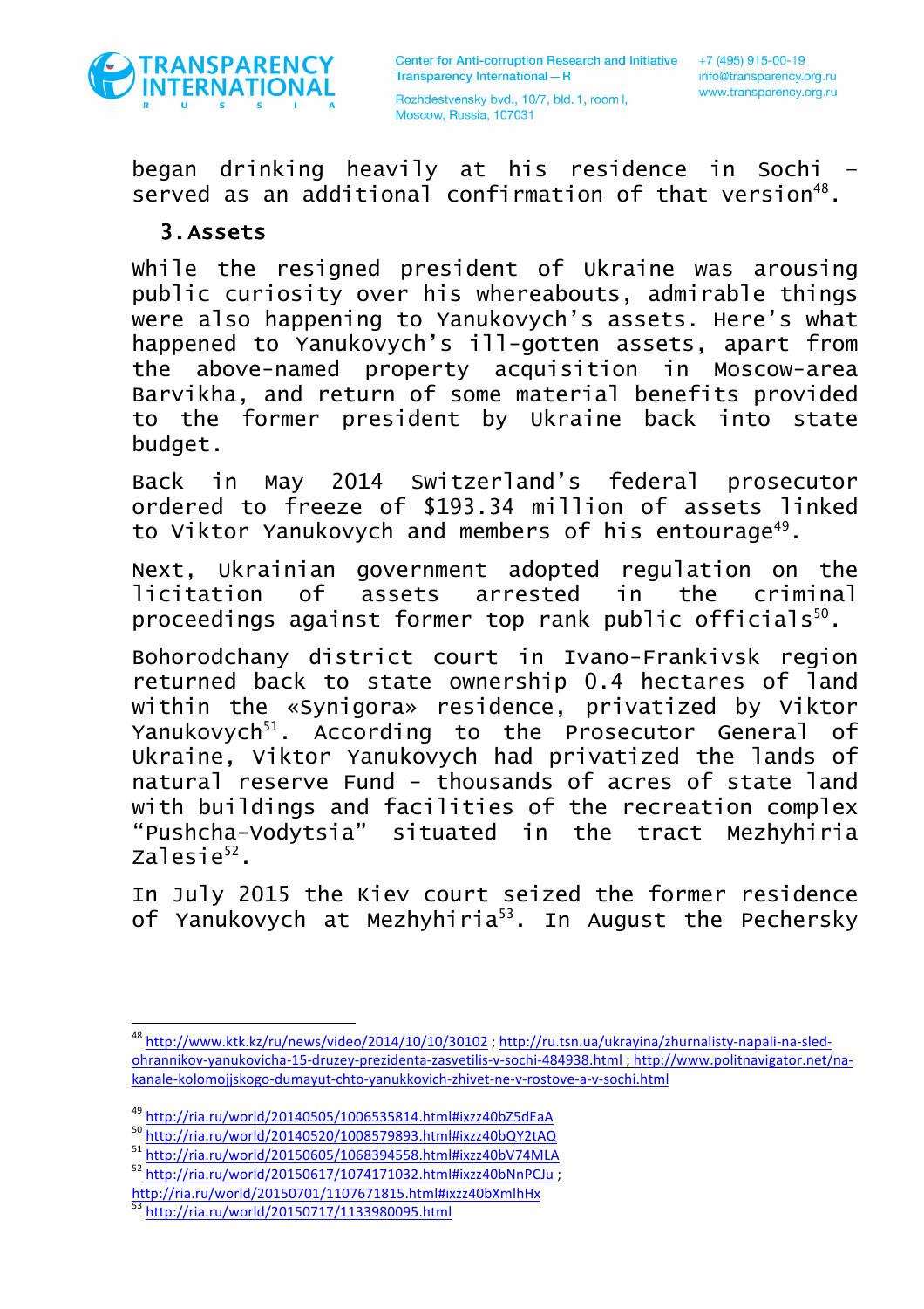began drinking heavily at his residence in Sochi – served as an additional confirmation of that version[48].

## 3. Assets

While the resigned president of Ukraine was arousing public curiosity over his whereabouts, admirable things were also happening to Yanukovych's assets. Here's what happened to Yanukovych's ill-gotten assets, apart from the above-named property acquisition in Moscow-area Barvikha, and return of some material benefits provided to the former president by Ukraine back into state budget.

Back in May 2014 Switzerland's federal prosecutor ordered to freeze of $193.34 million of assets linked to Viktor Yanukovych and members of his entourage[49].

Next, Ukrainian government adopted regulation on the licitation of assets arrested in the criminal proceedings against former top rank public officials[50].

Bohorodchany district court in Ivano-Frankivsk region returned back to state ownership 0.4 hectares of land within the «Synigora» residence, privatized by Viktor Yanukovych[51]. According to the Prosecutor General of Ukraine, Viktor Yanukovych had privatized the lands of natural reserve Fund - thousands of acres of state land with buildings and facilities of the recreation complex "Pushcha-Vodytsia" situated in the tract Mezhyhiria Zalesie[52].

In July 2015 the Kiev court seized the former residence of Yanukovych at Mezhyhiria[53]. In August the Pechersky

---

[48] http://www.ktk.kz/ru/news/video/2014/10/10/30102 ; http://ru.tsn.ua/ukrayina/zhurnalisty-napali-na-sled-ohrannikov-yanukovicha-15-druzey-prezidenta-zasvetilis-v-sochi-484938.html ; http://www.politnavigator.net/na-kanale-kolomojjskogo-dumayut-chto-yanukkovich-zhivet-ne-v-rostove-a-v-sochi.html

[49] http://ria.ru/world/20140505/1006535814.html#ixzz40bZ5dEaA

[50] http://ria.ru/world/20140520/1008579893.html#ixzz40bQY2tAQ

[51] http://ria.ru/world/20150605/1068394558.html#ixzz40bV74MLA

[52] http://ria.ru/world/20150617/1074171032.html#ixzz40bNnPCJu ; http://ria.ru/world/20150701/1107671815.html#ixzz40bXmlhHx

[53] http://ria.ru/world/20150717/1133980095.html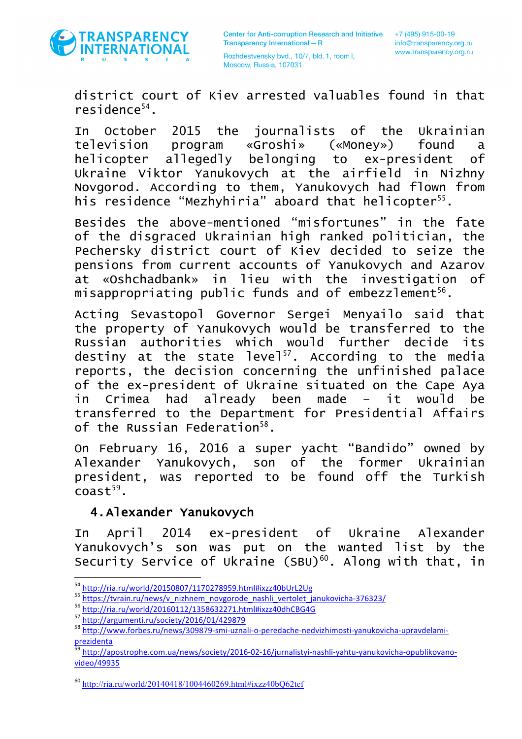district court of Kiev arrested valuables found in that residence[54].

In October 2015 the journalists of the Ukrainian television program «Groshi» («Money») found a helicopter allegedly belonging to ex-president of Ukraine Viktor Yanukovych at the airfield in Nizhny Novgorod. According to them, Yanukovych had flown from his residence "Mezhyhiria" aboard that helicopter[55].

Besides the above-mentioned "misfortunes" in the fate of the disgraced Ukrainian high ranked politician, the Pechersky district court of Kiev decided to seize the pensions from current accounts of Yanukovych and Azarov at «Oshchadbank» in lieu with the investigation of misappropriating public funds and of embezzlement[56].

Acting Sevastopol Governor Sergei Menyailo said that the property of Yanukovych would be transferred to the Russian authorities which would further decide its destiny at the state level[57]. According to the media reports, the decision concerning the unfinished palace of the ex-president of Ukraine situated on the Cape Aya in Crimea had already been made – it would be transferred to the Department for Presidential Affairs of the Russian Federation[58].

On February 16, 2016 a super yacht "Bandido" owned by Alexander Yanukovych, son of the former Ukrainian president, was reported to be found off the Turkish coast[59].

## 4. Alexander Yanukovych

In April 2014 ex-president of Ukraine Alexander Yanukovych's son was put on the wanted list by the Security Service of Ukraine (SBU)[60]. Along with that, in

---

[54] http://ria.ru/world/20150807/1170278959.html#ixzz40bUrL2Ug

[55] https://tvrain.ru/news/v_nizhnem_novgorode_nashli_vertolet_janukovicha-376323/

[56] http://ria.ru/world/20160112/1358632271.html#ixzz40dhCBG4G

[57] http://argumenti.ru/society/2016/01/429879

[58] http://www.forbes.ru/news/309879-smi-uznali-o-peredache-nedvizhimosti-yanukovicha-upravdelami-prezidenta

[59] http://apostrophe.com.ua/news/society/2016-02-16/jurnalistyi-nashli-yahtu-yanukovicha-opublikovano-video/49935

[60] http://ria.ru/world/20140418/1004460269.html#ixzz40bQ62tef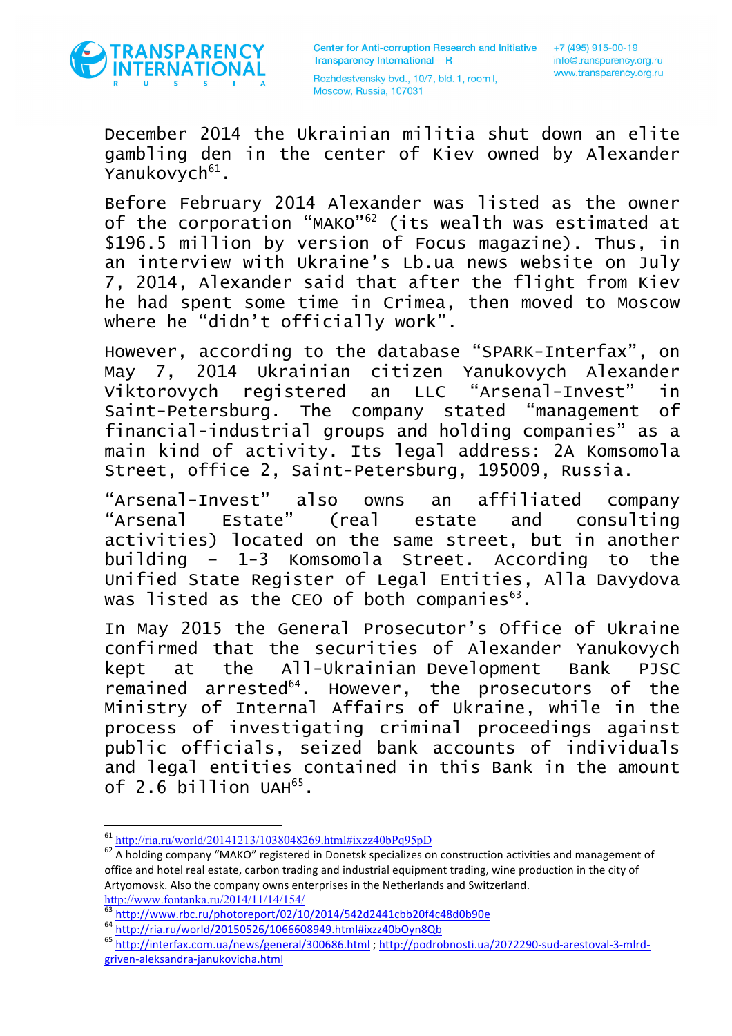December 2014 the Ukrainian militia shut down an elite gambling den in the center of Kiev owned by Alexander Yanukovych[61].

Before February 2014 Alexander was listed as the owner of the corporation "MAKO"[62] (its wealth was estimated at $196.5 million by version of Focus magazine). Thus, in an interview with Ukraine's Lb.ua news website on July 7, 2014, Alexander said that after the flight from Kiev he had spent some time in Crimea, then moved to Moscow where he "didn't officially work".

However, according to the database "SPARK-Interfax", on May 7, 2014 Ukrainian citizen Yanukovych Alexander Viktorovych registered an LLC "Arsenal-Invest" in Saint-Petersburg. The company stated "management of financial-industrial groups and holding companies" as a main kind of activity. Its legal address: 2A Komsomola Street, office 2, Saint-Petersburg, 195009, Russia.

"Arsenal-Invest" also owns an affiliated company "Arsenal Estate" (real estate and consulting activities) located on the same street, but in another building – 1-3 Komsomola Street. According to the Unified State Register of Legal Entities, Alla Davydova was listed as the CEO of both companies[63].

In May 2015 the General Prosecutor's Office of Ukraine confirmed that the securities of Alexander Yanukovych kept at the All-Ukrainian Development Bank PJSC remained arrested[64]. However, the prosecutors of the Ministry of Internal Affairs of Ukraine, while in the process of investigating criminal proceedings against public officials, seized bank accounts of individuals and legal entities contained in this Bank in the amount of 2.6 billion UAH[65].

---

[61] http://ria.ru/world/20141213/1038048269.html#ixzz40bPq95pD

[62] A holding company "MAKO" registered in Donetsk specializes on construction activities and management of office and hotel real estate, carbon trading and industrial equipment trading, wine production in the city of Artyomovsk. Also the company owns enterprises in the Netherlands and Switzerland. http://www.fontanka.ru/2014/11/14/154/

[63] http://www.rbc.ru/photoreport/02/10/2014/542d2441cbb20f4c48d0b90e

[64] http://ria.ru/world/20150526/1066608949.html#ixzz40bOyn8Qb

[65] http://interfax.com.ua/news/general/300686.html ; http://podrobnosti.ua/2072290-sud-arestoval-3-mlrd-griven-aleksandra-janukovicha.html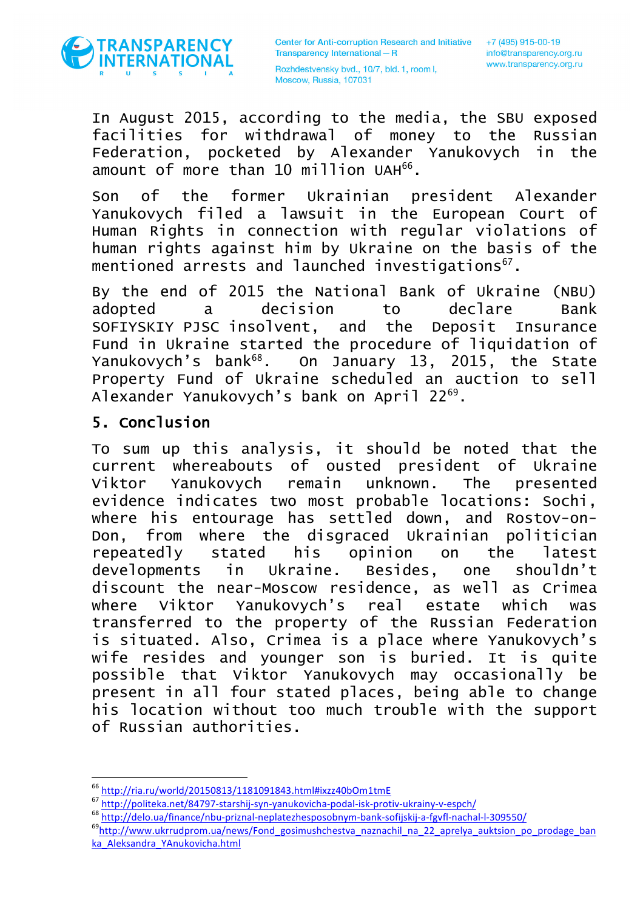In August 2015, according to the media, the SBU exposed facilities for withdrawal of money to the Russian Federation, pocketed by Alexander Yanukovych in the amount of more than 10 million UAH[66].

Son of the former Ukrainian president Alexander Yanukovych filed a lawsuit in the European Court of Human Rights in connection with regular violations of human rights against him by Ukraine on the basis of the mentioned arrests and launched investigations[67].

By the end of 2015 the National Bank of Ukraine (NBU) adopted a decision to declare Bank SOFIYSKIY PJSC insolvent, and the Deposit Insurance Fund in Ukraine started the procedure of liquidation of Yanukovych's bank[68]. On January 13, 2015, the State Property Fund of Ukraine scheduled an auction to sell Alexander Yanukovych's bank on April 22[69].

## 5. Conclusion

To sum up this analysis, it should be noted that the current whereabouts of ousted president of Ukraine Viktor Yanukovych remain unknown. The presented evidence indicates two most probable locations: Sochi, where his entourage has settled down, and Rostov-on-Don, from where the disgraced Ukrainian politician repeatedly stated his opinion on the latest developments in Ukraine. Besides, one shouldn't discount the near-Moscow residence, as well as Crimea where Viktor Yanukovych's real estate which was transferred to the property of the Russian Federation is situated. Also, Crimea is a place where Yanukovych's wife resides and younger son is buried. It is quite possible that Viktor Yanukovych may occasionally be present in all four stated places, being able to change his location without too much trouble with the support of Russian authorities.

---

[66] http://ria.ru/world/20150813/1181091843.html#ixzz40bOm1tmE

[67] http://politeka.net/84797-starshij-syn-yanukovicha-podal-isk-protiv-ukrainy-v-espch/

[68] http://delo.ua/finance/nbu-priznal-neplatezhesposobnym-bank-sofijskij-a-fgvfl-nachal-l-309550/

[69] http://www.ukrrudprom.ua/news/Fond_gosimushchestva_naznachil_na_22_aprelya_auktsion_po_prodage_banka_Aleksandra_YAnukovicha.html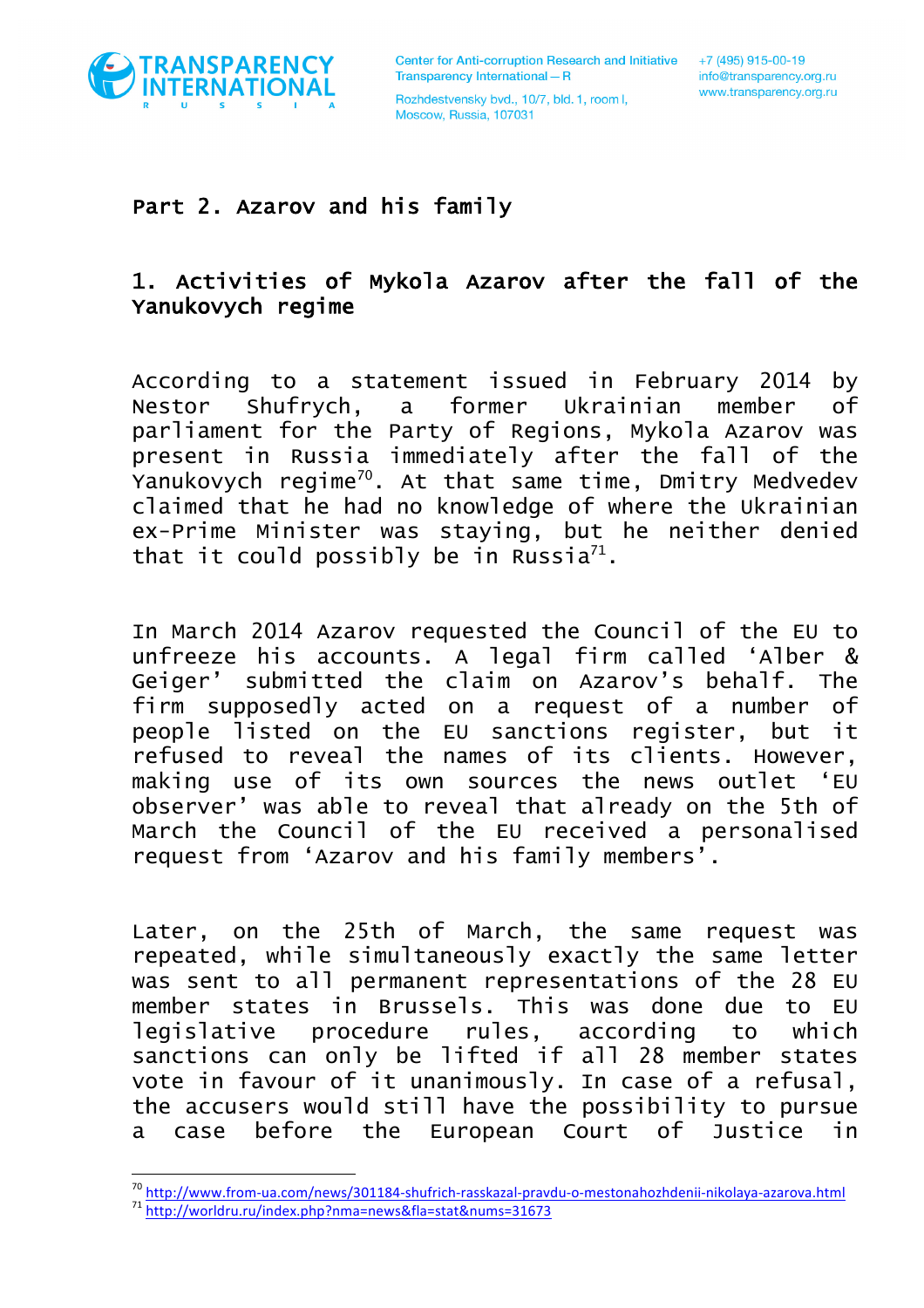## Part 2. Azarov and his family

### 1. Activities of Mykola Azarov after the fall of the Yanukovych regime

According to a statement issued in February 2014 by Nestor Shufrych, a former Ukrainian member of parliament for the Party of Regions, Mykola Azarov was present in Russia immediately after the fall of the Yanukovych regime[70]. At that same time, Dmitry Medvedev claimed that he had no knowledge of where the Ukrainian ex-Prime Minister was staying, but he neither denied that it could possibly be in Russia[71].

In March 2014 Azarov requested the Council of the EU to unfreeze his accounts. A legal firm called 'Alber & Geiger' submitted the claim on Azarov's behalf. The firm supposedly acted on a request of a number of people listed on the EU sanctions register, but it refused to reveal the names of its clients. However, making use of its own sources the news outlet 'EU observer' was able to reveal that already on the 5th of March the Council of the EU received a personalised request from 'Azarov and his family members'.

Later, on the 25th of March, the same request was repeated, while simultaneously exactly the same letter was sent to all permanent representations of the 28 EU member states in Brussels. This was done due to EU legislative procedure rules, according to which sanctions can only be lifted if all 28 member states vote in favour of it unanimously. In case of a refusal, the accusers would still have the possibility to pursue a case before the European Court of Justice in

---

[70] http://www.from-ua.com/news/301184-shufrich-rasskazal-pravdu-o-mestonahozhdenii-nikolaya-azarova.html

[71] http://worldru.ru/index.php?nma=news&fla=stat&nums=31673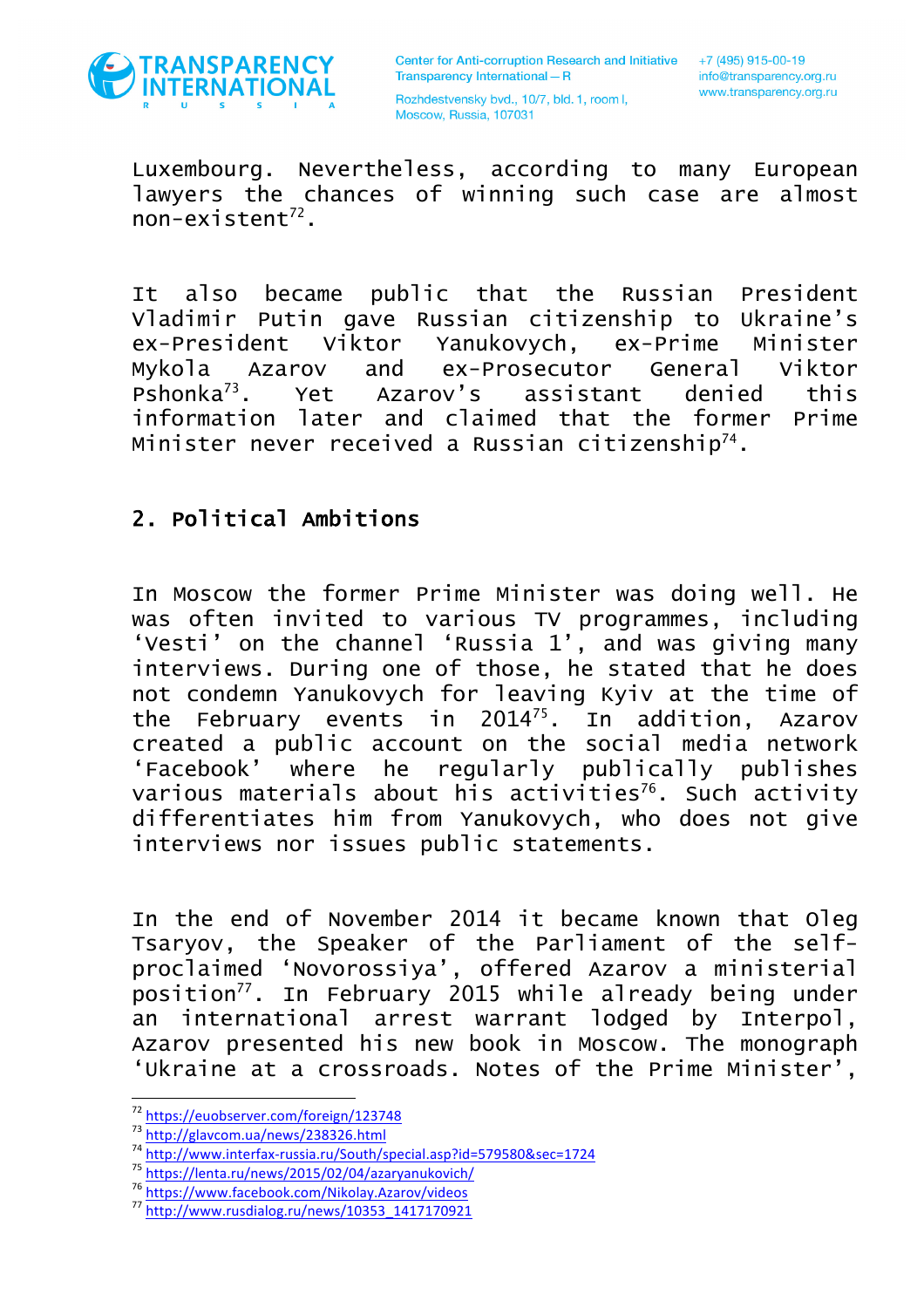Luxembourg. Nevertheless, according to many European lawyers the chances of winning such case are almost non-existent[72].

It also became public that the Russian President Vladimir Putin gave Russian citizenship to Ukraine's ex-President Viktor Yanukovych, ex-Prime Minister Mykola Azarov and ex-Prosecutor General Viktor Pshonka[73]. Yet Azarov's assistant denied this information later and claimed that the former Prime Minister never received a Russian citizenship[74].

## 2. Political Ambitions

In Moscow the former Prime Minister was doing well. He was often invited to various TV programmes, including 'Vesti' on the channel 'Russia 1', and was giving many interviews. During one of those, he stated that he does not condemn Yanukovych for leaving Kyiv at the time of the February events in 2014[75]. In addition, Azarov created a public account on the social media network 'Facebook' where he regularly publically publishes various materials about his activities[76]. Such activity differentiates him from Yanukovych, who does not give interviews nor issues public statements.

In the end of November 2014 it became known that Oleg Tsaryov, the Speaker of the Parliament of the self-proclaimed 'Novorossiya', offered Azarov a ministerial position[77]. In February 2015 while already being under an international arrest warrant lodged by Interpol, Azarov presented his new book in Moscow. The monograph 'Ukraine at a crossroads. Notes of the Prime Minister',

---

[72] https://euobserver.com/foreign/123748
[73] http://glavcom.ua/news/238326.html
[74] http://www.interfax-russia.ru/South/special.asp?id=579580&sec=1724
[75] https://lenta.ru/news/2015/02/04/azaryanukovich/
[76] https://www.facebook.com/Nikolay.Azarov/videos
[77] http://www.rusdialog.ru/news/10353_1417170921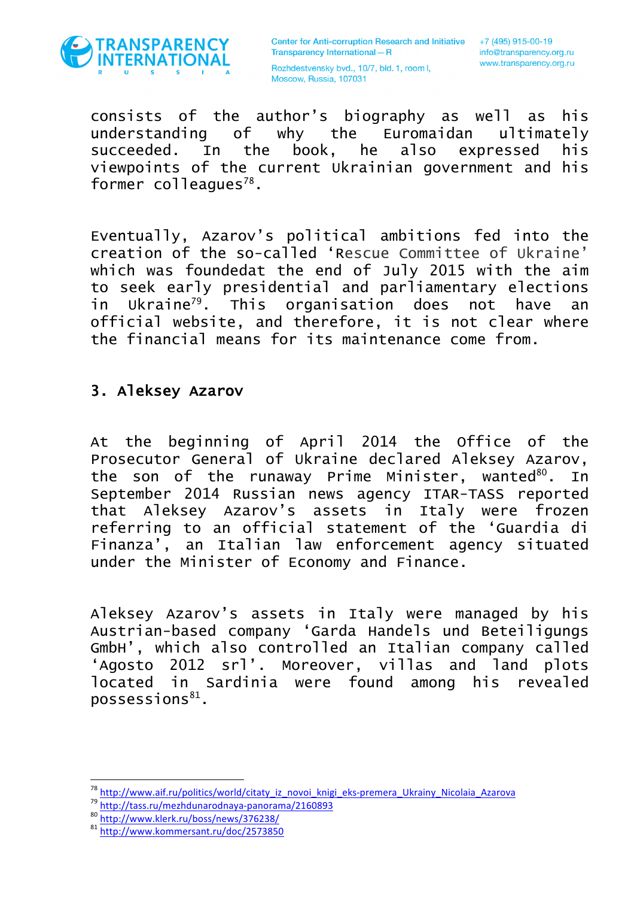consists of the author's biography as well as his understanding of why the Euromaidan ultimately succeeded. In the book, he also expressed his viewpoints of the current Ukrainian government and his former colleagues[78].

Eventually, Azarov's political ambitions fed into the creation of the so-called 'Rescue Committee of Ukraine' which was foundedat the end of July 2015 with the aim to seek early presidential and parliamentary elections in Ukraine[79]. This organisation does not have an official website, and therefore, it is not clear where the financial means for its maintenance come from.

## 3. Aleksey Azarov

At the beginning of April 2014 the Office of the Prosecutor General of Ukraine declared Aleksey Azarov, the son of the runaway Prime Minister, wanted[80]. In September 2014 Russian news agency ITAR-TASS reported that Aleksey Azarov's assets in Italy were frozen referring to an official statement of the 'Guardia di Finanza', an Italian law enforcement agency situated under the Minister of Economy and Finance.

Aleksey Azarov's assets in Italy were managed by his Austrian-based company 'Garda Handels und Beteiligungs GmbH', which also controlled an Italian company called 'Agosto 2012 srl'. Moreover, villas and land plots located in Sardinia were found among his revealed possessions[81].

---

[78] http://www.aif.ru/politics/world/citaty_iz_novoi_knigi_eks-premera_Ukrainy_Nicolaia_Azarova

[79] http://tass.ru/mezhdunarodnaya-panorama/2160893

[80] http://www.klerk.ru/boss/news/376238/

[81] http://www.kommersant.ru/doc/2573850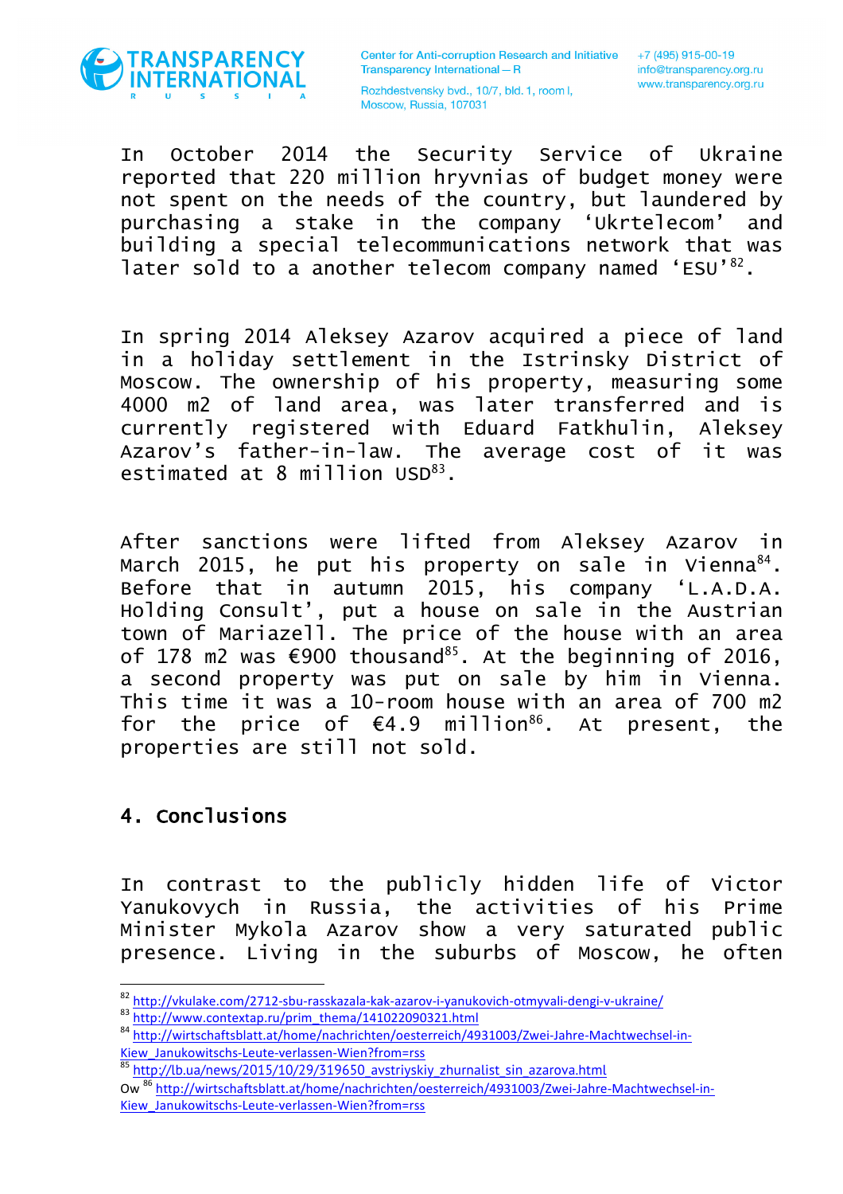In October 2014 the Security Service of Ukraine reported that 220 million hryvnias of budget money were not spent on the needs of the country, but laundered by purchasing a stake in the company 'Ukrtelecom' and building a special telecommunications network that was later sold to a another telecom company named 'ESU'[82].

In spring 2014 Aleksey Azarov acquired a piece of land in a holiday settlement in the Istrinsky District of Moscow. The ownership of his property, measuring some 4000 m2 of land area, was later transferred and is currently registered with Eduard Fatkhulin, Aleksey Azarov's father-in-law. The average cost of it was estimated at 8 million USD[83].

After sanctions were lifted from Aleksey Azarov in March 2015, he put his property on sale in Vienna[84]. Before that in autumn 2015, his company 'L.A.D.A. Holding Consult', put a house on sale in the Austrian town of Mariazell. The price of the house with an area of 178 m2 was €900 thousand[85]. At the beginning of 2016, a second property was put on sale by him in Vienna. This time it was a 10-room house with an area of 700 m2 for the price of €4.9 million[86]. At present, the properties are still not sold.

## 4. Conclusions

In contrast to the publicly hidden life of Victor Yanukovych in Russia, the activities of his Prime Minister Mykola Azarov show a very saturated public presence. Living in the suburbs of Moscow, he often

---

[82] http://vkulake.com/2712-sbu-rasskazala-kak-azarov-i-yanukovich-otmyvali-dengi-v-ukraine/

[83] http://www.contextap.ru/prim_thema/141022090321.html

[84] http://wirtschaftsblatt.at/home/nachrichten/oesterreich/4931003/Zwei-Jahre-Machtwechsel-in-Kiew_Janukowitschs-Leute-verlassen-Wien?from=rss

[85] http://lb.ua/news/2015/10/29/319650_avstriyskiy_zhurnalist_sin_azarova.html

Ow [86] http://wirtschaftsblatt.at/home/nachrichten/oesterreich/4931003/Zwei-Jahre-Machtwechsel-in-Kiew_Janukowitschs-Leute-verlassen-Wien?from=rss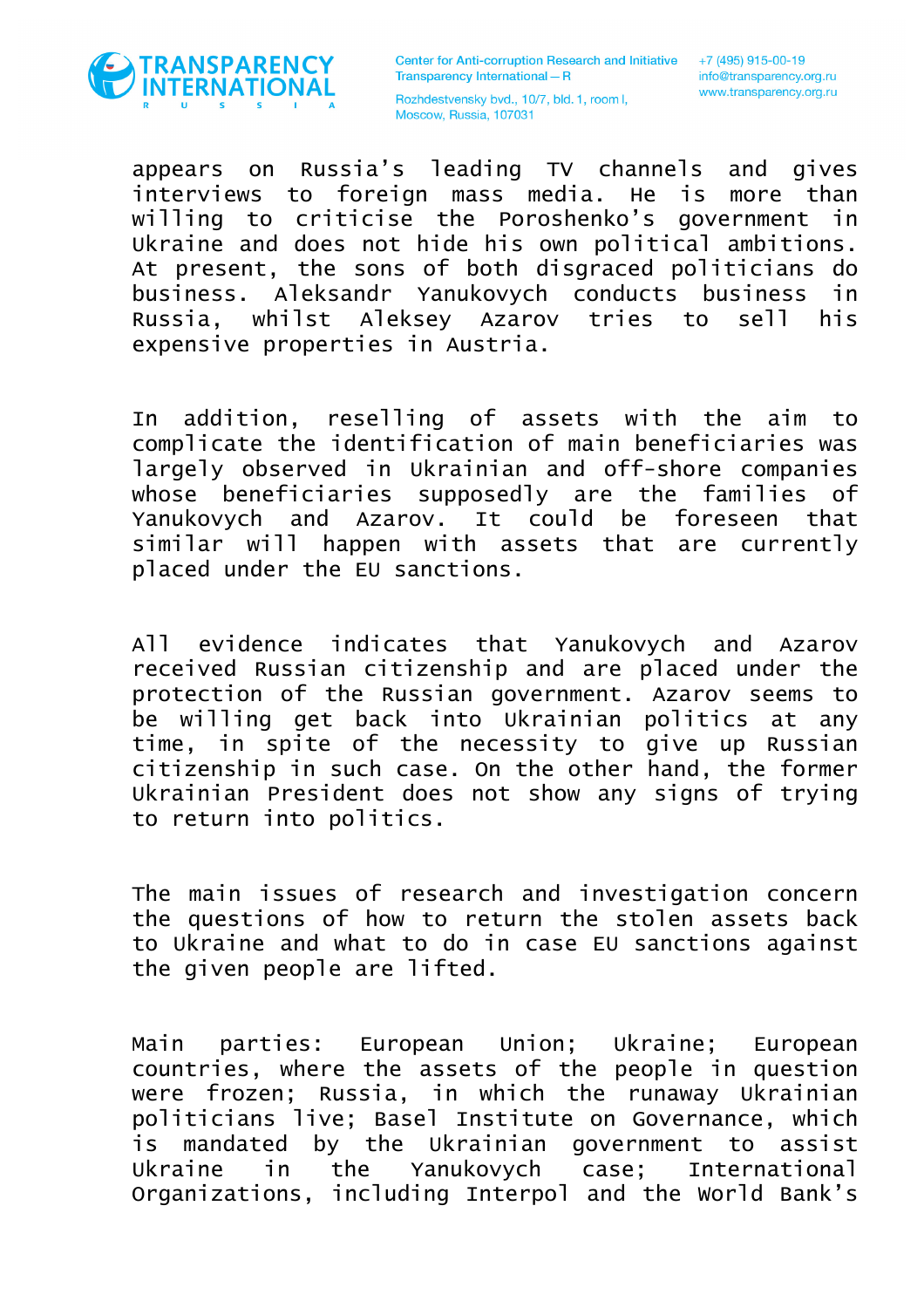appears on Russia's leading TV channels and gives interviews to foreign mass media. He is more than willing to criticise the Poroshenko's government in Ukraine and does not hide his own political ambitions. At present, the sons of both disgraced politicians do business. Aleksandr Yanukovych conducts business in Russia, whilst Aleksey Azarov tries to sell his expensive properties in Austria.

In addition, reselling of assets with the aim to complicate the identification of main beneficiaries was largely observed in Ukrainian and off-shore companies whose beneficiaries supposedly are the families of Yanukovych and Azarov. It could be foreseen that similar will happen with assets that are currently placed under the EU sanctions.

All evidence indicates that Yanukovych and Azarov received Russian citizenship and are placed under the protection of the Russian government. Azarov seems to be willing get back into Ukrainian politics at any time, in spite of the necessity to give up Russian citizenship in such case. On the other hand, the former Ukrainian President does not show any signs of trying to return into politics.

The main issues of research and investigation concern the questions of how to return the stolen assets back to Ukraine and what to do in case EU sanctions against the given people are lifted.

Main parties: European Union; Ukraine; European countries, where the assets of the people in question were frozen; Russia, in which the runaway Ukrainian politicians live; Basel Institute on Governance, which is mandated by the Ukrainian government to assist Ukraine in the Yanukovych case; International Organizations, including Interpol and the World Bank's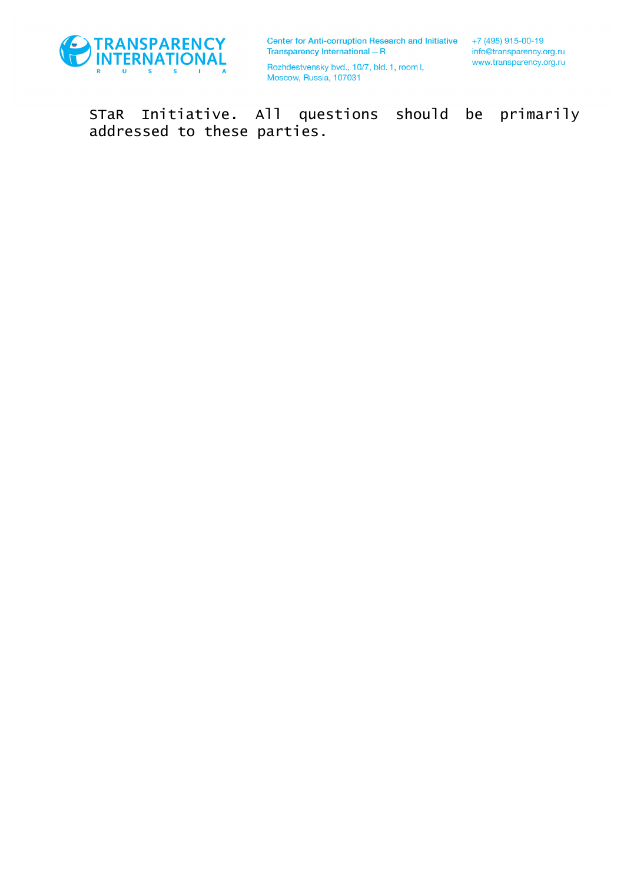STaR Initiative. All questions should be primarily addressed to these parties.